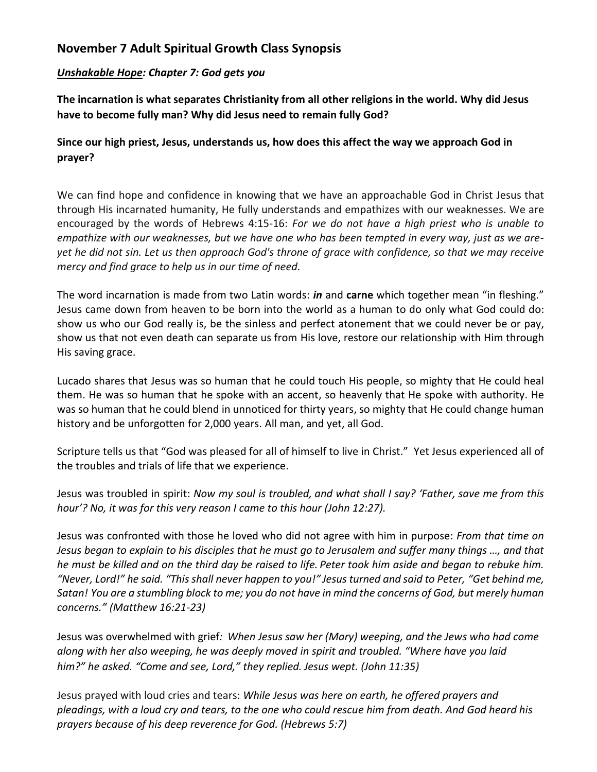## November 7 Adult Spiritual Growth Class Synopsis

***<u>Unshakable Hope</u>: Chapter 7: God gets you***

**The incarnation is what separates Christianity from all other religions in the world. Why did Jesus have to become fully man? Why did Jesus need to remain fully God?**

**Since our high priest, Jesus, understands us, how does this affect the way we approach God in prayer?**

We can find hope and confidence in knowing that we have an approachable God in Christ Jesus that through His incarnated humanity, He fully understands and empathizes with our weaknesses. We are encouraged by the words of Hebrews 4:15-16: *For we do not have a high priest who is unable to empathize with our weaknesses, but we have one who has been tempted in every way, just as we are-yet he did not sin. Let us then approach God's throne of grace with confidence, so that we may receive mercy and find grace to help us in our time of need.*

The word incarnation is made from two Latin words: ***in*** and **carne** which together mean "in fleshing." Jesus came down from heaven to be born into the world as a human to do only what God could do: show us who our God really is, be the sinless and perfect atonement that we could never be or pay, show us that not even death can separate us from His love, restore our relationship with Him through His saving grace.

Lucado shares that Jesus was so human that he could touch His people, so mighty that He could heal them. He was so human that he spoke with an accent, so heavenly that He spoke with authority. He was so human that he could blend in unnoticed for thirty years, so mighty that He could change human history and be unforgotten for 2,000 years. All man, and yet, all God.

Scripture tells us that "God was pleased for all of himself to live in Christ." Yet Jesus experienced all of the troubles and trials of life that we experience.

Jesus was troubled in spirit: *Now my soul is troubled, and what shall I say? 'Father, save me from this hour'? No, it was for this very reason I came to this hour (John 12:27).*

Jesus was confronted with those he loved who did not agree with him in purpose: *From that time on Jesus began to explain to his disciples that he must go to Jerusalem and suffer many things …, and that he must be killed and on the third day be raised to life. Peter took him aside and began to rebuke him. "Never, Lord!" he said. "This shall never happen to you!" Jesus turned and said to Peter, "Get behind me, Satan! You are a stumbling block to me; you do not have in mind the concerns of God, but merely human concerns." (Matthew 16:21-23)*

Jesus was overwhelmed with grief*: When Jesus saw her (Mary) weeping, and the Jews who had come along with her also weeping, he was deeply moved in spirit and troubled. "Where have you laid him?" he asked. "Come and see, Lord," they replied. Jesus wept. (John 11:35)*

Jesus prayed with loud cries and tears: *While Jesus was here on earth, he offered prayers and pleadings, with a loud cry and tears, to the one who could rescue him from death. And God heard his prayers because of his deep reverence for God. (Hebrews 5:7)*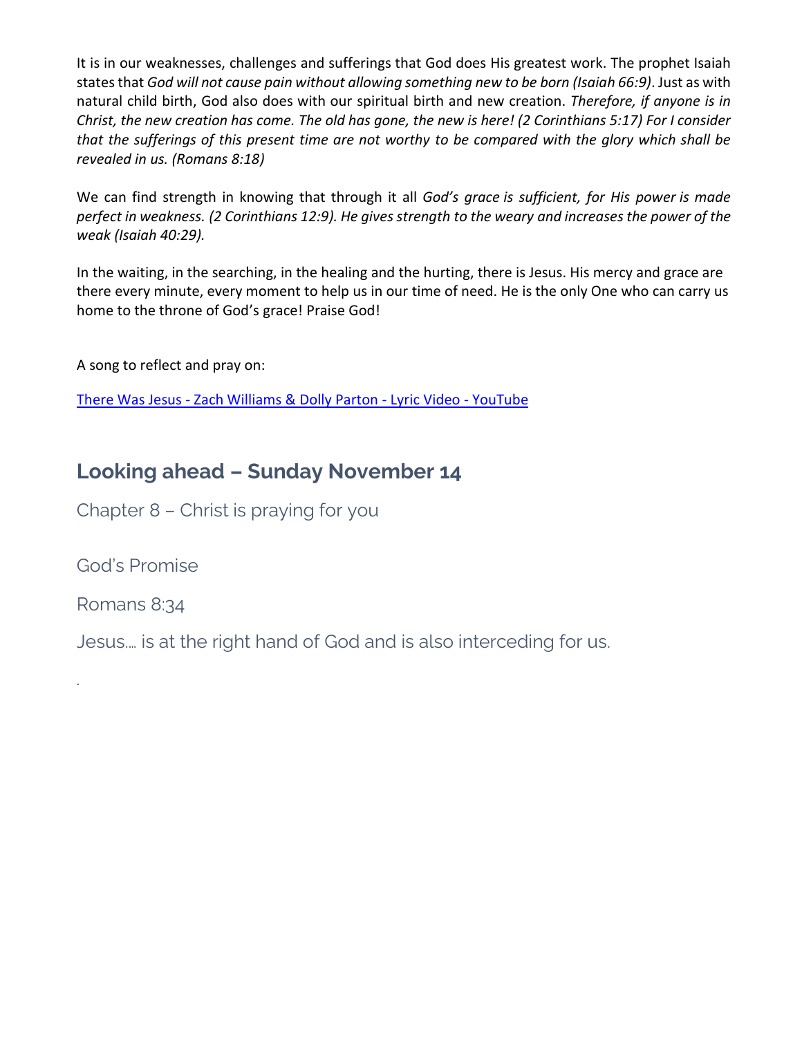It is in our weaknesses, challenges and sufferings that God does His greatest work. The prophet Isaiah states that *God will not cause pain without allowing something new to be born (Isaiah 66:9)*. Just as with natural child birth, God also does with our spiritual birth and new creation. *Therefore, if anyone is in Christ, the new creation has come. The old has gone, the new is here! (2 Corinthians 5:17) For I consider that the sufferings of this present time are not worthy to be compared with the glory which shall be revealed in us. (Romans 8:18)*

We can find strength in knowing that through it all *God's grace is sufficient, for His power is made perfect in weakness. (2 Corinthians 12:9). He gives strength to the weary and increases the power of the weak (Isaiah 40:29).*

In the waiting, in the searching, in the healing and the hurting, there is Jesus. His mercy and grace are there every minute, every moment to help us in our time of need. He is the only One who can carry us home to the throne of God's grace! Praise God!

A song to reflect and pray on:

There Was Jesus - Zach Williams & Dolly Parton - Lyric Video - YouTube

## Looking ahead – Sunday November 14

Chapter 8 – Christ is praying for you

God's Promise

Romans 8:34

Jesus…. is at the right hand of God and is also interceding for us.